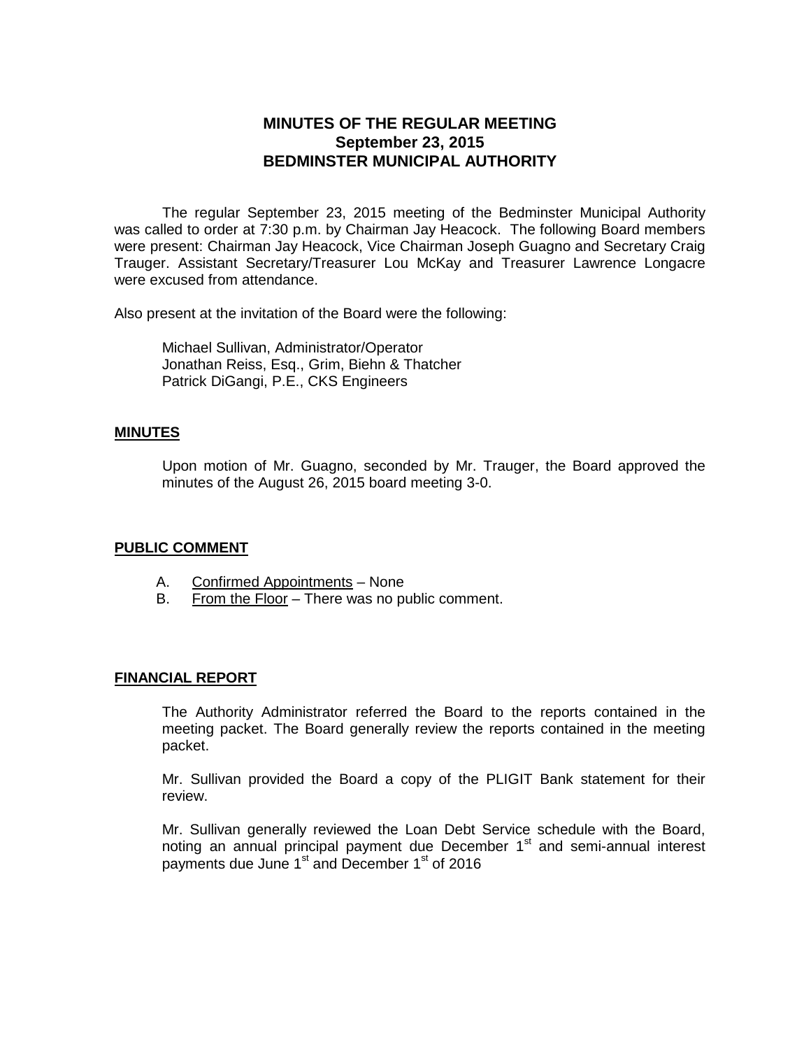**MINUTES OF THE REGULAR MEETING**
**September 23, 2015**
**BEDMINSTER MUNICIPAL AUTHORITY**

The regular September 23, 2015 meeting of the Bedminster Municipal Authority was called to order at 7:30 p.m. by Chairman Jay Heacock. The following Board members were present: Chairman Jay Heacock, Vice Chairman Joseph Guagno and Secretary Craig Trauger. Assistant Secretary/Treasurer Lou McKay and Treasurer Lawrence Longacre were excused from attendance.

Also present at the invitation of the Board were the following:

Michael Sullivan, Administrator/Operator
Jonathan Reiss, Esq., Grim, Biehn & Thatcher
Patrick DiGangi, P.E., CKS Engineers

**MINUTES**

Upon motion of Mr. Guagno, seconded by Mr. Trauger, the Board approved the minutes of the August 26, 2015 board meeting 3-0.

**PUBLIC COMMENT**

A. Confirmed Appointments – None
B. From the Floor – There was no public comment.

**FINANCIAL REPORT**

The Authority Administrator referred the Board to the reports contained in the meeting packet. The Board generally review the reports contained in the meeting packet.

Mr. Sullivan provided the Board a copy of the PLIGIT Bank statement for their review.

Mr. Sullivan generally reviewed the Loan Debt Service schedule with the Board, noting an annual principal payment due December 1st and semi-annual interest payments due June 1st and December 1st of 2016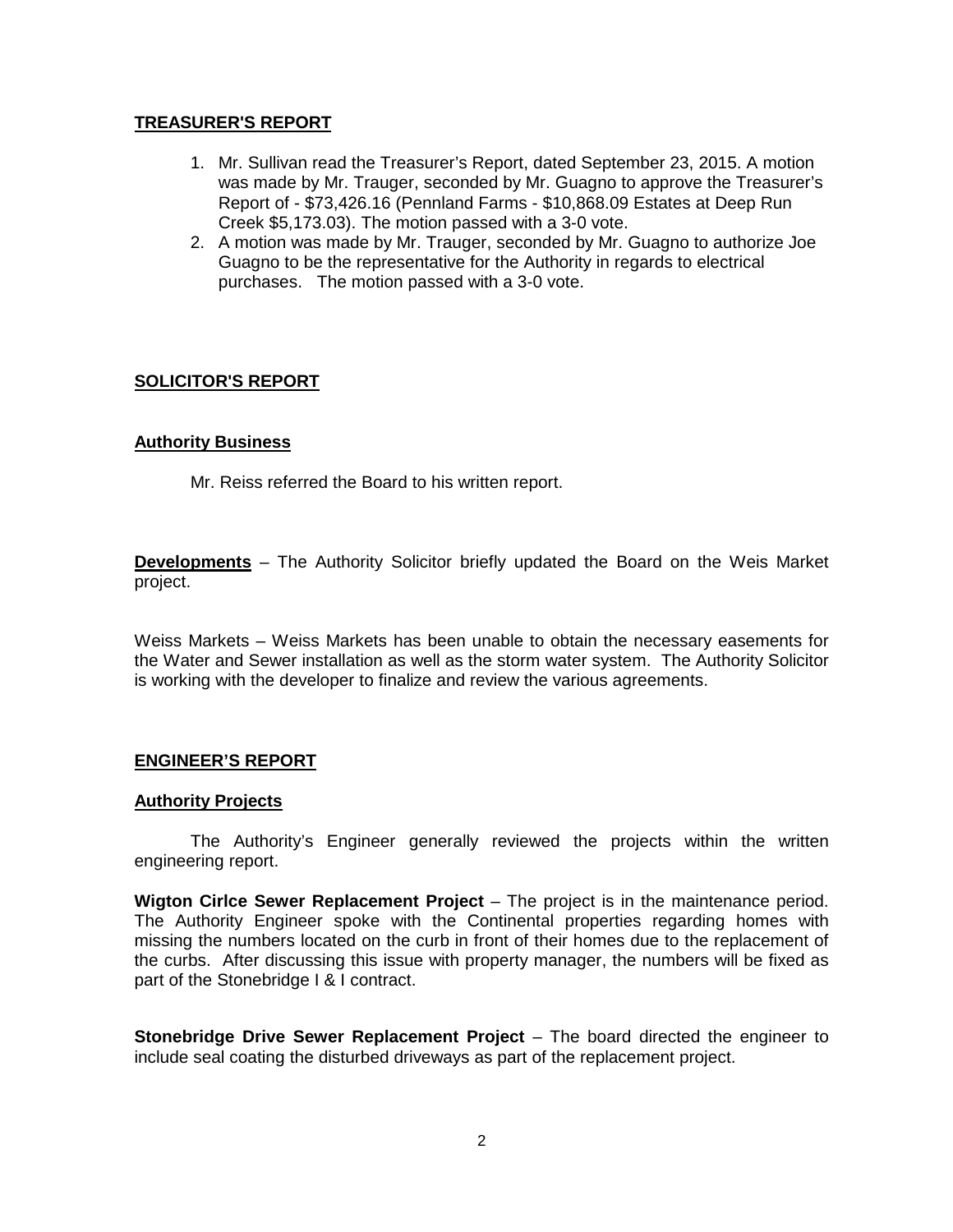## TREASURER'S REPORT

1. Mr. Sullivan read the Treasurer's Report, dated September 23, 2015. A motion was made by Mr. Trauger, seconded by Mr. Guagno to approve the Treasurer's Report of - $73,426.16 (Pennland Farms - $10,868.09 Estates at Deep Run Creek $5,173.03). The motion passed with a 3-0 vote.
2. A motion was made by Mr. Trauger, seconded by Mr. Guagno to authorize Joe Guagno to be the representative for the Authority in regards to electrical purchases. The motion passed with a 3-0 vote.

## SOLICITOR'S REPORT

### Authority Business

Mr. Reiss referred the Board to his written report.

**Developments** – The Authority Solicitor briefly updated the Board on the Weis Market project.

Weiss Markets – Weiss Markets has been unable to obtain the necessary easements for the Water and Sewer installation as well as the storm water system. The Authority Solicitor is working with the developer to finalize and review the various agreements.

## ENGINEER'S REPORT

### Authority Projects

The Authority's Engineer generally reviewed the projects within the written engineering report.

**Wigton Cirlce Sewer Replacement Project** – The project is in the maintenance period. The Authority Engineer spoke with the Continental properties regarding homes with missing the numbers located on the curb in front of their homes due to the replacement of the curbs. After discussing this issue with property manager, the numbers will be fixed as part of the Stonebridge I & I contract.

**Stonebridge Drive Sewer Replacement Project** – The board directed the engineer to include seal coating the disturbed driveways as part of the replacement project.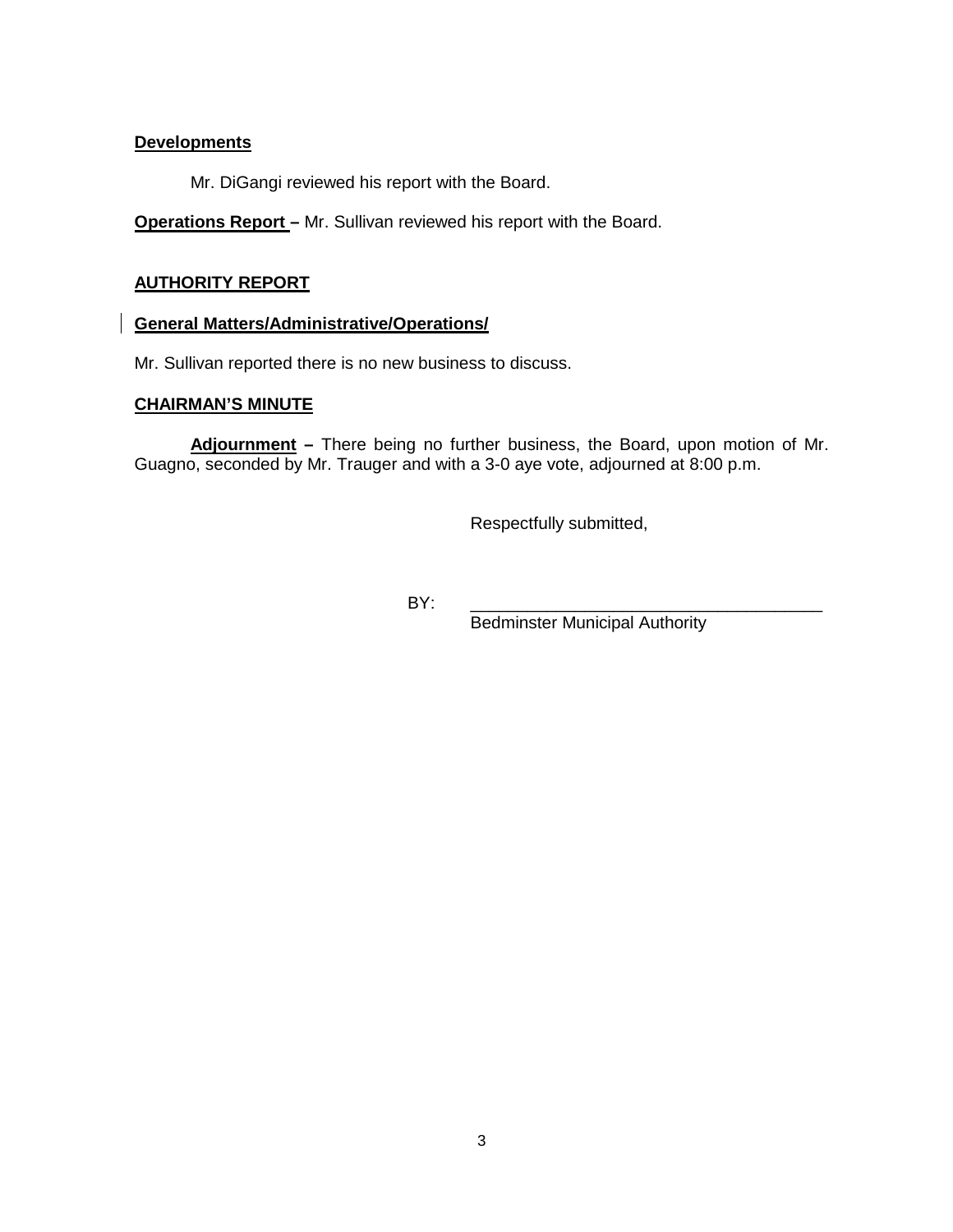**Developments**

Mr. DiGangi reviewed his report with the Board.

**Operations Report –** Mr. Sullivan reviewed his report with the Board.

**AUTHORITY REPORT**

**General Matters/Administrative/Operations/**

Mr. Sullivan reported there is no new business to discuss.

**CHAIRMAN'S MINUTE**

**Adjournment –** There being no further business, the Board, upon motion of Mr. Guagno, seconded by Mr. Trauger and with a 3-0 aye vote, adjourned at 8:00 p.m.

Respectfully submitted,

BY: ______________________________________

Bedminster Municipal Authority